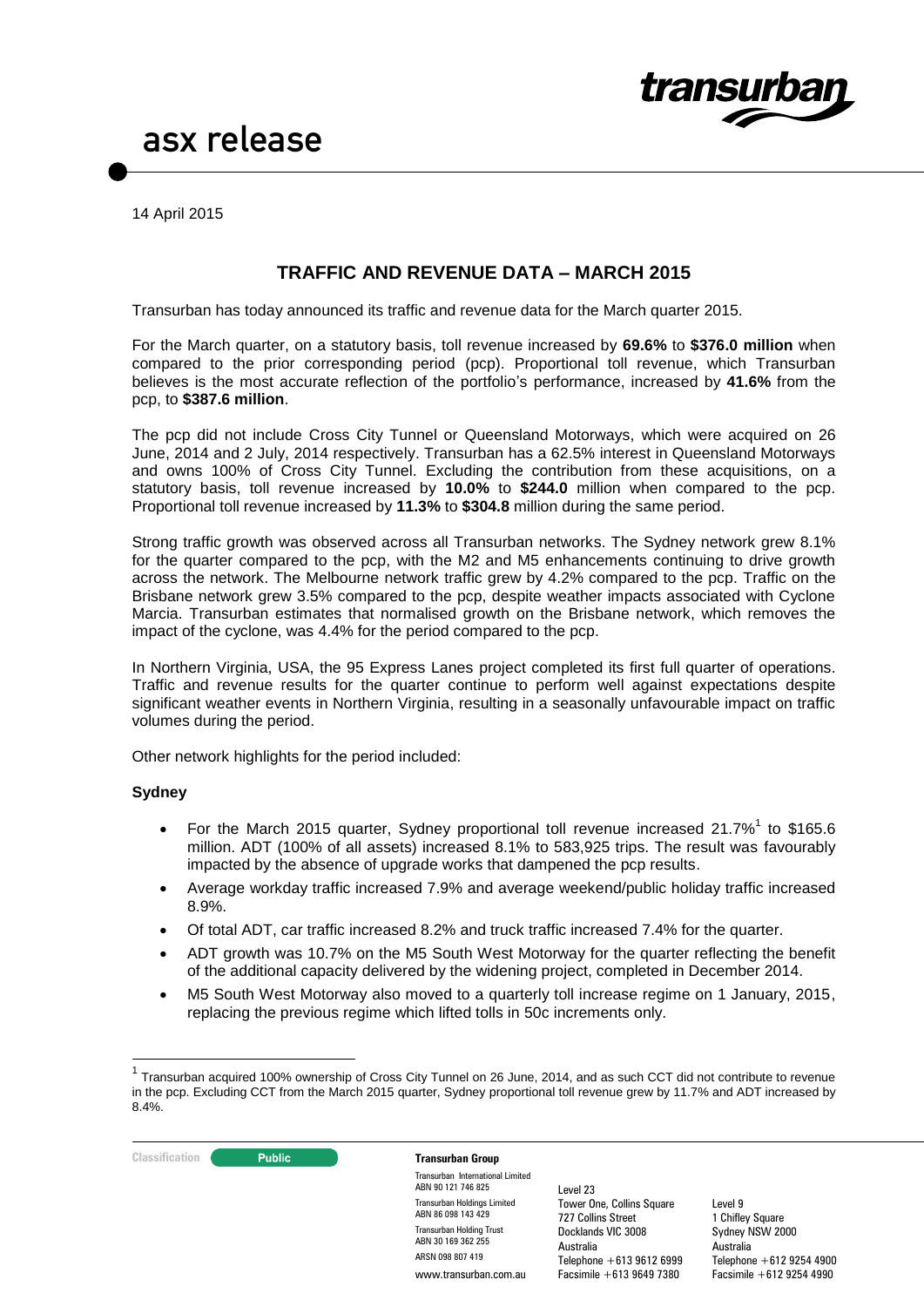asx release

14 April 2015

## TRAFFIC AND REVENUE DATA – MARCH 2015

Transurban has today announced its traffic and revenue data for the March quarter 2015.

For the March quarter, on a statutory basis, toll revenue increased by **69.6%** to **$376.0 million** when compared to the prior corresponding period (pcp). Proportional toll revenue, which Transurban believes is the most accurate reflection of the portfolio's performance, increased by **41.6%** from the pcp, to **$387.6 million**.

The pcp did not include Cross City Tunnel or Queensland Motorways, which were acquired on 26 June, 2014 and 2 July, 2014 respectively. Transurban has a 62.5% interest in Queensland Motorways and owns 100% of Cross City Tunnel. Excluding the contribution from these acquisitions, on a statutory basis, toll revenue increased by **10.0%** to **$244.0** million when compared to the pcp. Proportional toll revenue increased by **11.3%** to **$304.8** million during the same period.

Strong traffic growth was observed across all Transurban networks. The Sydney network grew 8.1% for the quarter compared to the pcp, with the M2 and M5 enhancements continuing to drive growth across the network. The Melbourne network traffic grew by 4.2% compared to the pcp. Traffic on the Brisbane network grew 3.5% compared to the pcp, despite weather impacts associated with Cyclone Marcia. Transurban estimates that normalised growth on the Brisbane network, which removes the impact of the cyclone, was 4.4% for the period compared to the pcp.

In Northern Virginia, USA, the 95 Express Lanes project completed its first full quarter of operations. Traffic and revenue results for the quarter continue to perform well against expectations despite significant weather events in Northern Virginia, resulting in a seasonally unfavourable impact on traffic volumes during the period.

Other network highlights for the period included:

### Sydney

- For the March 2015 quarter, Sydney proportional toll revenue increased 21.7%[1] to $165.6 million. ADT (100% of all assets) increased 8.1% to 583,925 trips. The result was favourably impacted by the absence of upgrade works that dampened the pcp results.
- Average workday traffic increased 7.9% and average weekend/public holiday traffic increased 8.9%.
- Of total ADT, car traffic increased 8.2% and truck traffic increased 7.4% for the quarter.
- ADT growth was 10.7% on the M5 South West Motorway for the quarter reflecting the benefit of the additional capacity delivered by the widening project, completed in December 2014.
- M5 South West Motorway also moved to a quarterly toll increase regime on 1 January, 2015, replacing the previous regime which lifted tolls in 50c increments only.

[1] Transurban acquired 100% ownership of Cross City Tunnel on 26 June, 2014, and as such CCT did not contribute to revenue in the pcp. Excluding CCT from the March 2015 quarter, Sydney proportional toll revenue grew by 11.7% and ADT increased by 8.4%.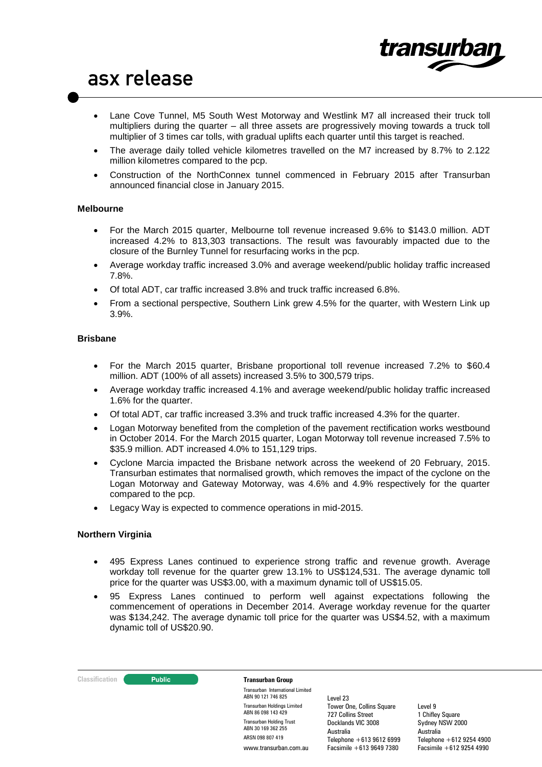- Lane Cove Tunnel, M5 South West Motorway and Westlink M7 all increased their truck toll multipliers during the quarter – all three assets are progressively moving towards a truck toll multiplier of 3 times car tolls, with gradual uplifts each quarter until this target is reached.
- The average daily tolled vehicle kilometres travelled on the M7 increased by 8.7% to 2.122 million kilometres compared to the pcp.
- Construction of the NorthConnex tunnel commenced in February 2015 after Transurban announced financial close in January 2015.

**Melbourne**

- For the March 2015 quarter, Melbourne toll revenue increased 9.6% to $143.0 million. ADT increased 4.2% to 813,303 transactions. The result was favourably impacted due to the closure of the Burnley Tunnel for resurfacing works in the pcp.
- Average workday traffic increased 3.0% and average weekend/public holiday traffic increased 7.8%.
- Of total ADT, car traffic increased 3.8% and truck traffic increased 6.8%.
- From a sectional perspective, Southern Link grew 4.5% for the quarter, with Western Link up 3.9%.

**Brisbane**

- For the March 2015 quarter, Brisbane proportional toll revenue increased 7.2% to $60.4 million. ADT (100% of all assets) increased 3.5% to 300,579 trips.
- Average workday traffic increased 4.1% and average weekend/public holiday traffic increased 1.6% for the quarter.
- Of total ADT, car traffic increased 3.3% and truck traffic increased 4.3% for the quarter.
- Logan Motorway benefited from the completion of the pavement rectification works westbound in October 2014. For the March 2015 quarter, Logan Motorway toll revenue increased 7.5% to $35.9 million. ADT increased 4.0% to 151,129 trips.
- Cyclone Marcia impacted the Brisbane network across the weekend of 20 February, 2015. Transurban estimates that normalised growth, which removes the impact of the cyclone on the Logan Motorway and Gateway Motorway, was 4.6% and 4.9% respectively for the quarter compared to the pcp.
- Legacy Way is expected to commence operations in mid-2015.

**Northern Virginia**

- 495 Express Lanes continued to experience strong traffic and revenue growth. Average workday toll revenue for the quarter grew 13.1% to US$124,531. The average dynamic toll price for the quarter was US$3.00, with a maximum dynamic toll of US$15.05.
- 95 Express Lanes continued to perform well against expectations following the commencement of operations in December 2014. Average workday revenue for the quarter was $134,242. The average dynamic toll price for the quarter was US$4.52, with a maximum dynamic toll of US$20.90.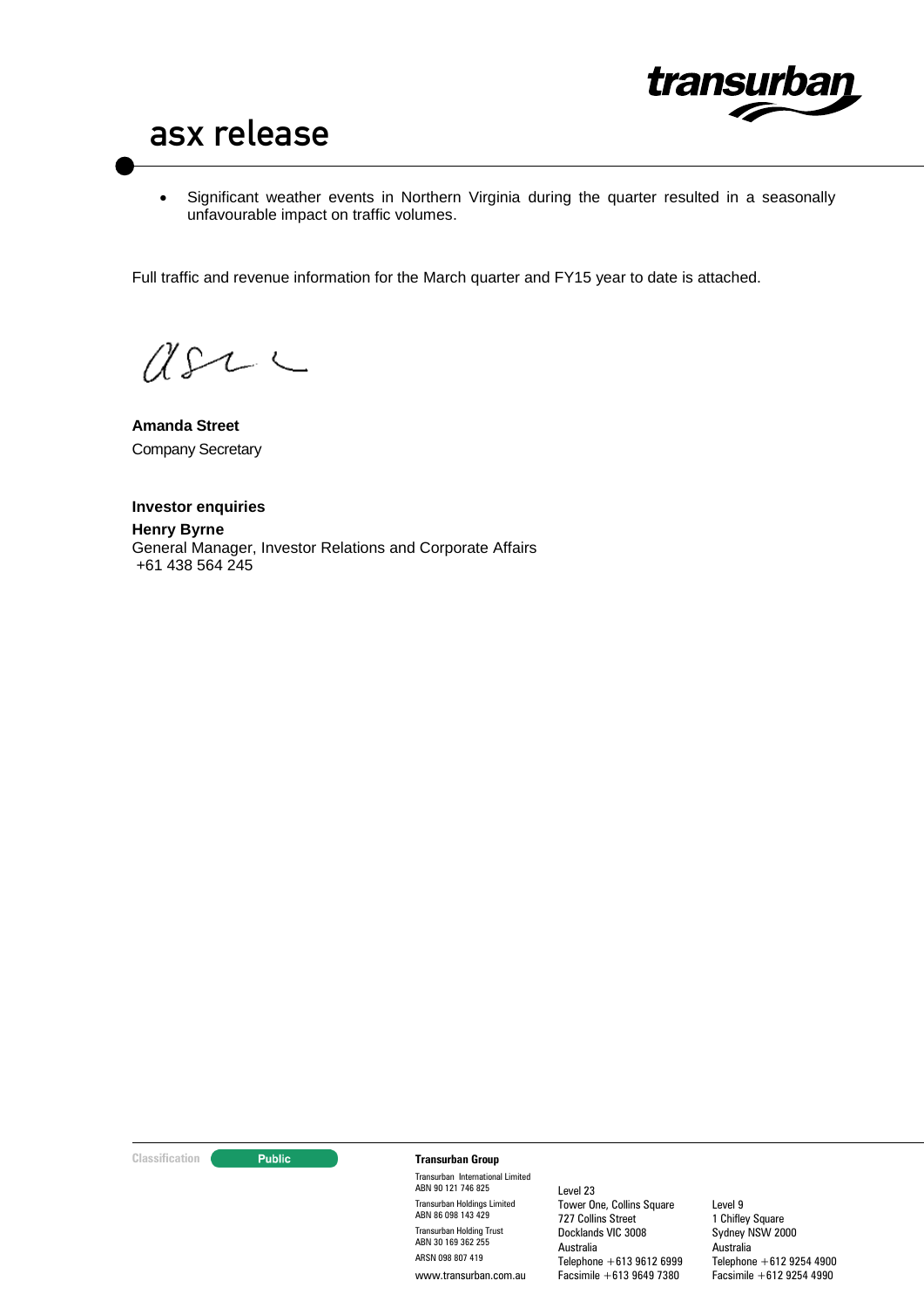- Significant weather events in Northern Virginia during the quarter resulted in a seasonally unfavourable impact on traffic volumes.

Full traffic and revenue information for the March quarter and FY15 year to date is attached.

**Amanda Street**
Company Secretary

**Investor enquiries**
**Henry Byrne**
General Manager, Investor Relations and Corporate Affairs
+61 438 564 245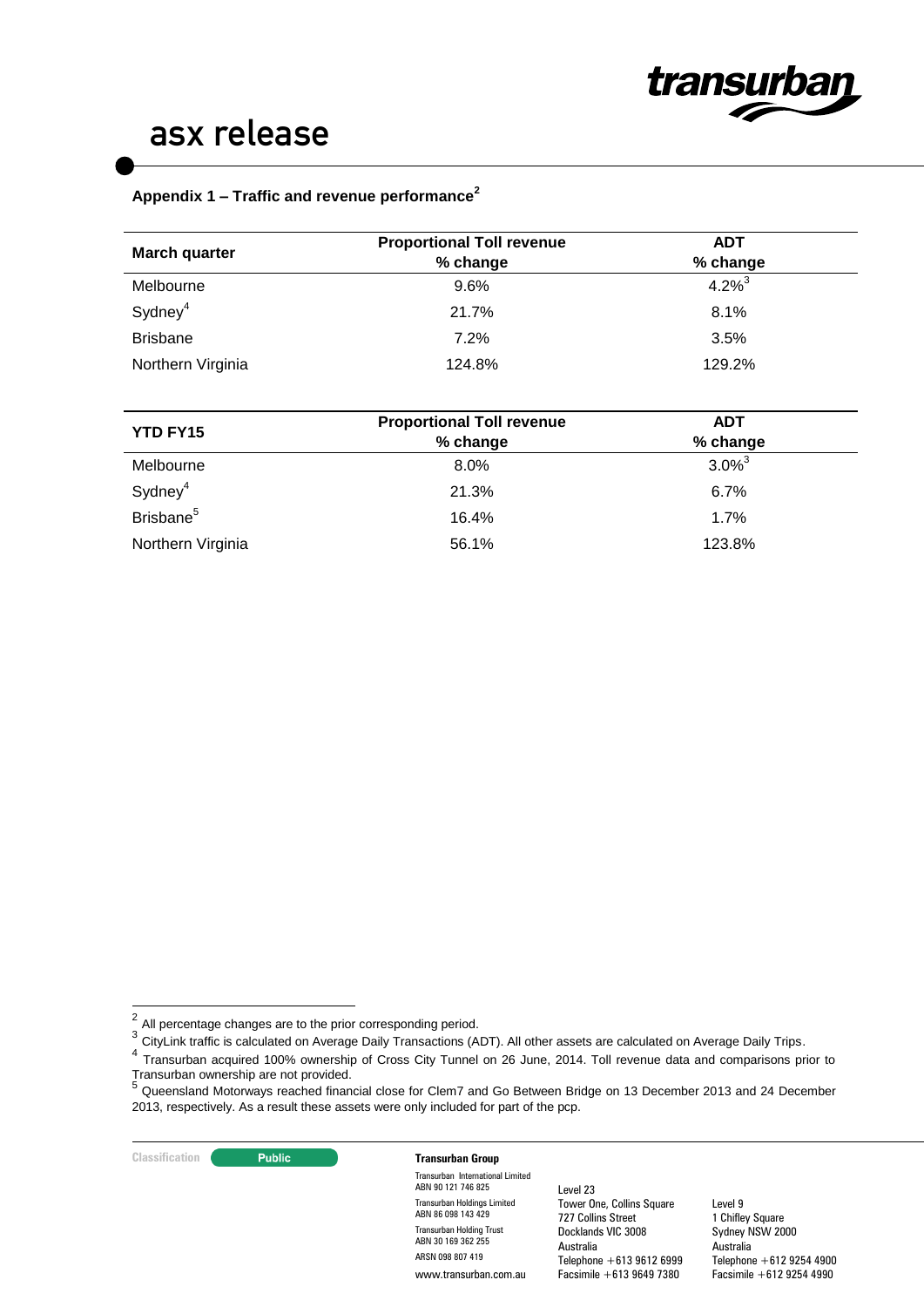## Appendix 1 – Traffic and revenue performance[2]

| March quarter | Proportional Toll revenue % change | ADT % change |
|---|---|---|
| Melbourne | 9.6% | 4.2%[3] |
| Sydney[4] | 21.7% | 8.1% |
| Brisbane | 7.2% | 3.5% |
| Northern Virginia | 124.8% | 129.2% |

| YTD FY15 | Proportional Toll revenue % change | ADT % change |
|---|---|---|
| Melbourne | 8.0% | 3.0%[3] |
| Sydney[4] | 21.3% | 6.7% |
| Brisbane[5] | 16.4% | 1.7% |
| Northern Virginia | 56.1% | 123.8% |

---

[2] All percentage changes are to the prior corresponding period.

[3] CityLink traffic is calculated on Average Daily Transactions (ADT). All other assets are calculated on Average Daily Trips.

[4] Transurban acquired 100% ownership of Cross City Tunnel on 26 June, 2014. Toll revenue data and comparisons prior to Transurban ownership are not provided.

[5] Queensland Motorways reached financial close for Clem7 and Go Between Bridge on 13 December 2013 and 24 December 2013, respectively. As a result these assets were only included for part of the pcp.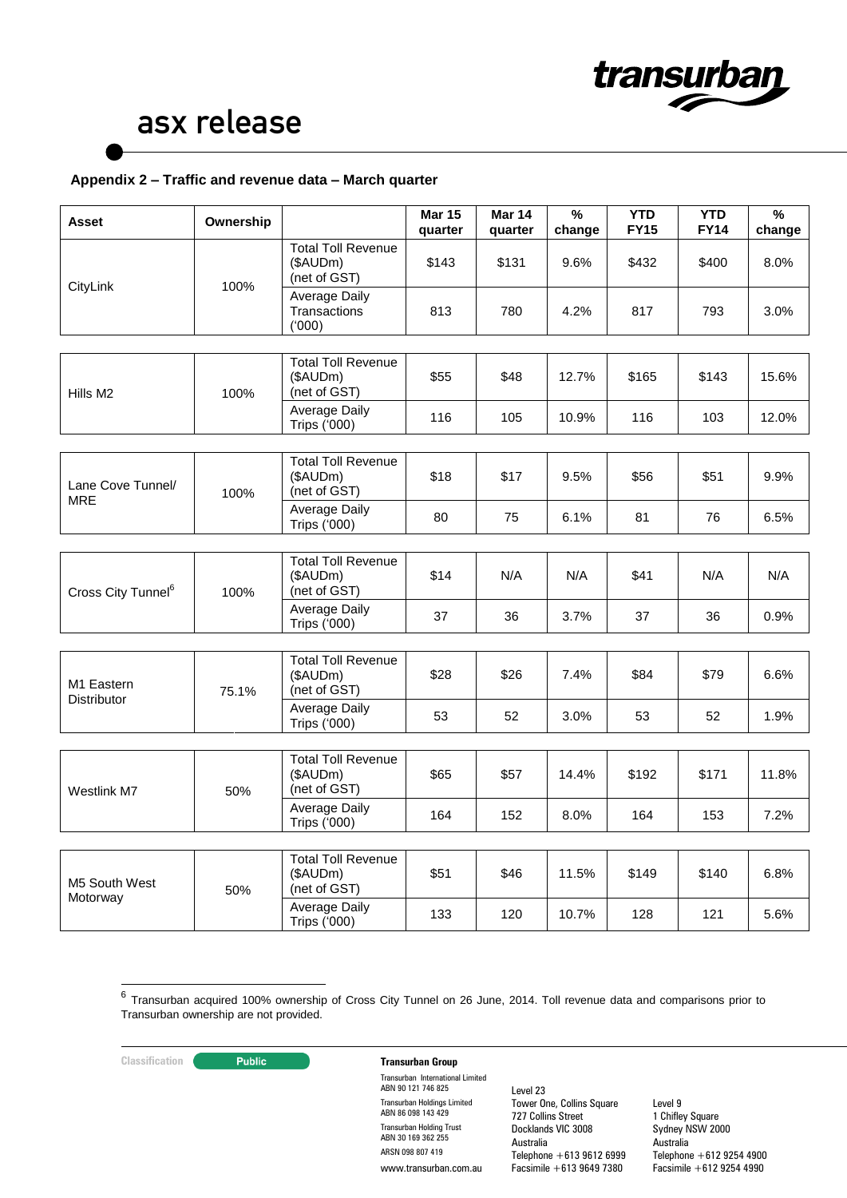## Appendix 2 – Traffic and revenue data – March quarter

| Asset | Ownership | | Mar 15 quarter | Mar 14 quarter | % change | YTD FY15 | YTD FY14 | % change |
|---|---|---|---|---|---|---|---|---|
| CityLink | 100% | Total Toll Revenue ($AUDm) (net of GST) | $143 | $131 | 9.6% | $432 | $400 | 8.0% |
| | | Average Daily Transactions ('000) | 813 | 780 | 4.2% | 817 | 793 | 3.0% |
| Hills M2 | 100% | Total Toll Revenue ($AUDm) (net of GST) | $55 | $48 | 12.7% | $165 | $143 | 15.6% |
| | | Average Daily Trips ('000) | 116 | 105 | 10.9% | 116 | 103 | 12.0% |
| Lane Cove Tunnel/ MRE | 100% | Total Toll Revenue ($AUDm) (net of GST) | $18 | $17 | 9.5% | $56 | $51 | 9.9% |
| | | Average Daily Trips ('000) | 80 | 75 | 6.1% | 81 | 76 | 6.5% |
| Cross City Tunnel[6] | 100% | Total Toll Revenue ($AUDm) (net of GST) | $14 | N/A | N/A | $41 | N/A | N/A |
| | | Average Daily Trips ('000) | 37 | 36 | 3.7% | 37 | 36 | 0.9% |
| M1 Eastern Distributor | 75.1% | Total Toll Revenue ($AUDm) (net of GST) | $28 | $26 | 7.4% | $84 | $79 | 6.6% |
| | | Average Daily Trips ('000) | 53 | 52 | 3.0% | 53 | 52 | 1.9% |
| Westlink M7 | 50% | Total Toll Revenue ($AUDm) (net of GST) | $65 | $57 | 14.4% | $192 | $171 | 11.8% |
| | | Average Daily Trips ('000) | 164 | 152 | 8.0% | 164 | 153 | 7.2% |
| M5 South West Motorway | 50% | Total Toll Revenue ($AUDm) (net of GST) | $51 | $46 | 11.5% | $149 | $140 | 6.8% |
| | | Average Daily Trips ('000) | 133 | 120 | 10.7% | 128 | 121 | 5.6% |

[6] Transurban acquired 100% ownership of Cross City Tunnel on 26 June, 2014. Toll revenue data and comparisons prior to Transurban ownership are not provided.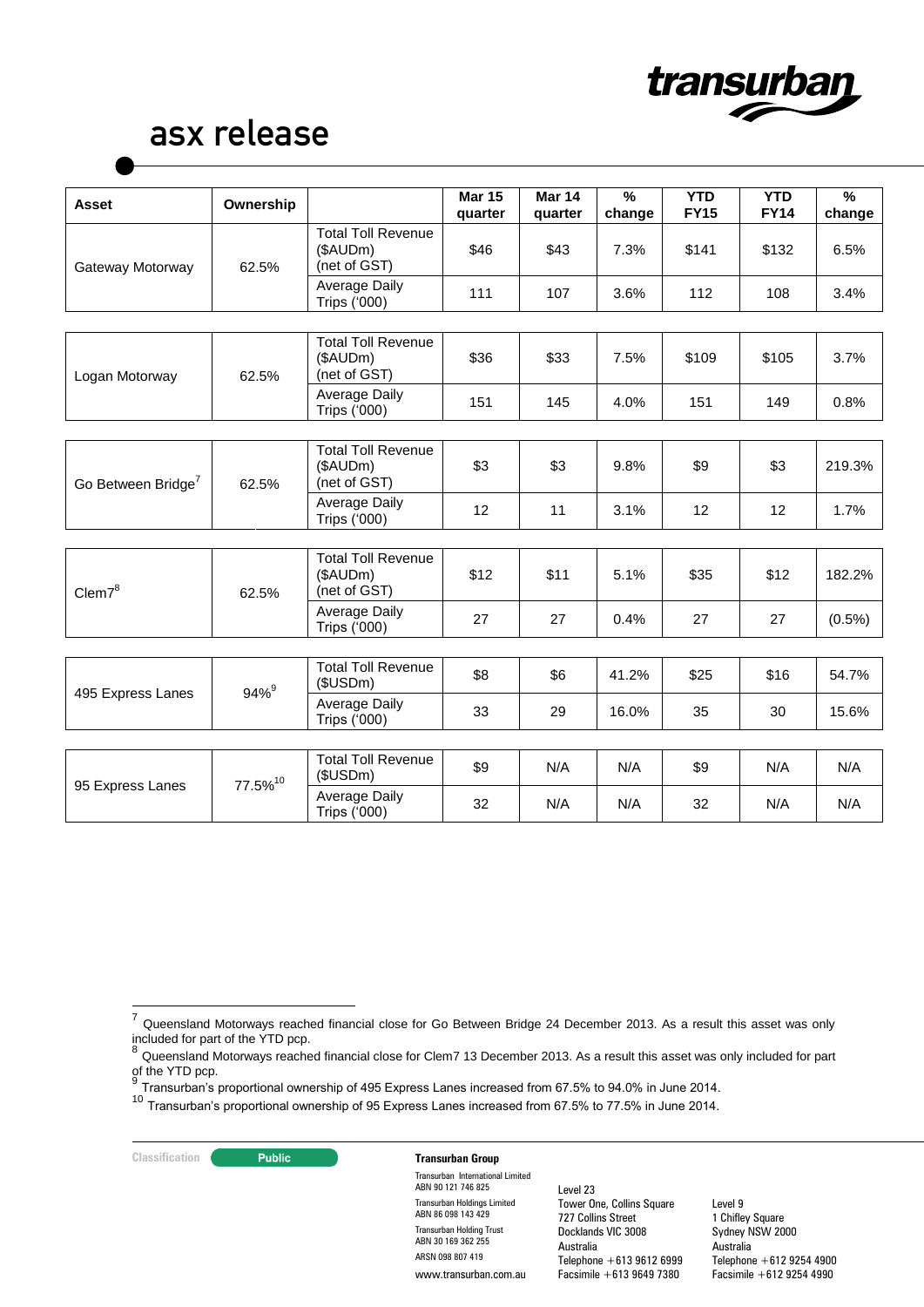| Asset | Ownership | | Mar 15 quarter | Mar 14 quarter | % change | YTD FY15 | YTD FY14 | % change |
|---|---|---|---|---|---|---|---|---|
| Gateway Motorway | 62.5% | Total Toll Revenue ($AUDm) (net of GST) | $46 | $43 | 7.3% | $141 | $132 | 6.5% |
| | | Average Daily Trips ('000) | 111 | 107 | 3.6% | 112 | 108 | 3.4% |
| Logan Motorway | 62.5% | Total Toll Revenue ($AUDm) (net of GST) | $36 | $33 | 7.5% | $109 | $105 | 3.7% |
| | | Average Daily Trips ('000) | 151 | 145 | 4.0% | 151 | 149 | 0.8% |
| Go Between Bridge[7] | 62.5% | Total Toll Revenue ($AUDm) (net of GST) | $3 | $3 | 9.8% | $9 | $3 | 219.3% |
| | | Average Daily Trips ('000) | 12 | 11 | 3.1% | 12 | 12 | 1.7% |
| Clem7[8] | 62.5% | Total Toll Revenue ($AUDm) (net of GST) | $12 | $11 | 5.1% | $35 | $12 | 182.2% |
| | | Average Daily Trips ('000) | 27 | 27 | 0.4% | 27 | 27 | (0.5%) |
| 495 Express Lanes | 94%[9] | Total Toll Revenue ($USDm) | $8 | $6 | 41.2% | $25 | $16 | 54.7% |
| | | Average Daily Trips ('000) | 33 | 29 | 16.0% | 35 | 30 | 15.6% |
| 95 Express Lanes | 77.5%[10] | Total Toll Revenue ($USDm) | $9 | N/A | N/A | $9 | N/A | N/A |
| | | Average Daily Trips ('000) | 32 | N/A | N/A | 32 | N/A | N/A |

[7] Queensland Motorways reached financial close for Go Between Bridge 24 December 2013. As a result this asset was only included for part of the YTD pcp.

[8] Queensland Motorways reached financial close for Clem7 13 December 2013. As a result this asset was only included for part of the YTD pcp.

[9] Transurban's proportional ownership of 495 Express Lanes increased from 67.5% to 94.0% in June 2014.

[10] Transurban's proportional ownership of 95 Express Lanes increased from 67.5% to 77.5% in June 2014.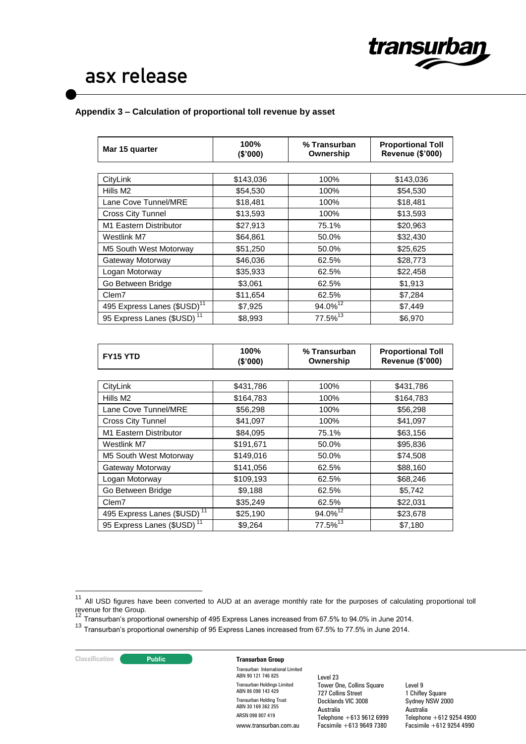## Appendix 3 – Calculation of proportional toll revenue by asset

| Mar 15 quarter | 100% ($'000) | % Transurban Ownership | Proportional Toll Revenue ($'000) |
|---|---|---|---|
| CityLink | $143,036 | 100% | $143,036 |
| Hills M2 | $54,530 | 100% | $54,530 |
| Lane Cove Tunnel/MRE | $18,481 | 100% | $18,481 |
| Cross City Tunnel | $13,593 | 100% | $13,593 |
| M1 Eastern Distributor | $27,913 | 75.1% | $20,963 |
| Westlink M7 | $64,861 | 50.0% | $32,430 |
| M5 South West Motorway | $51,250 | 50.0% | $25,625 |
| Gateway Motorway | $46,036 | 62.5% | $28,773 |
| Logan Motorway | $35,933 | 62.5% | $22,458 |
| Go Between Bridge | $3,061 | 62.5% | $1,913 |
| Clem7 | $11,654 | 62.5% | $7,284 |
| 495 Express Lanes ($USD)[11] | $7,925 | 94.0%[12] | $7,449 |
| 95 Express Lanes ($USD)[11] | $8,993 | 77.5%[13] | $6,970 |

| FY15 YTD | 100% ($'000) | % Transurban Ownership | Proportional Toll Revenue ($'000) |
|---|---|---|---|
| CityLink | $431,786 | 100% | $431,786 |
| Hills M2 | $164,783 | 100% | $164,783 |
| Lane Cove Tunnel/MRE | $56,298 | 100% | $56,298 |
| Cross City Tunnel | $41,097 | 100% | $41,097 |
| M1 Eastern Distributor | $84,095 | 75.1% | $63,156 |
| Westlink M7 | $191,671 | 50.0% | $95,836 |
| M5 South West Motorway | $149,016 | 50.0% | $74,508 |
| Gateway Motorway | $141,056 | 62.5% | $88,160 |
| Logan Motorway | $109,193 | 62.5% | $68,246 |
| Go Between Bridge | $9,188 | 62.5% | $5,742 |
| Clem7 | $35,249 | 62.5% | $22,031 |
| 495 Express Lanes ($USD)[11] | $25,190 | 94.0%[12] | $23,678 |
| 95 Express Lanes ($USD)[11] | $9,264 | 77.5%[13] | $7,180 |

[11] All USD figures have been converted to AUD at an average monthly rate for the purposes of calculating proportional toll revenue for the Group.

[12] Transurban's proportional ownership of 495 Express Lanes increased from 67.5% to 94.0% in June 2014.

[13] Transurban's proportional ownership of 95 Express Lanes increased from 67.5% to 77.5% in June 2014.